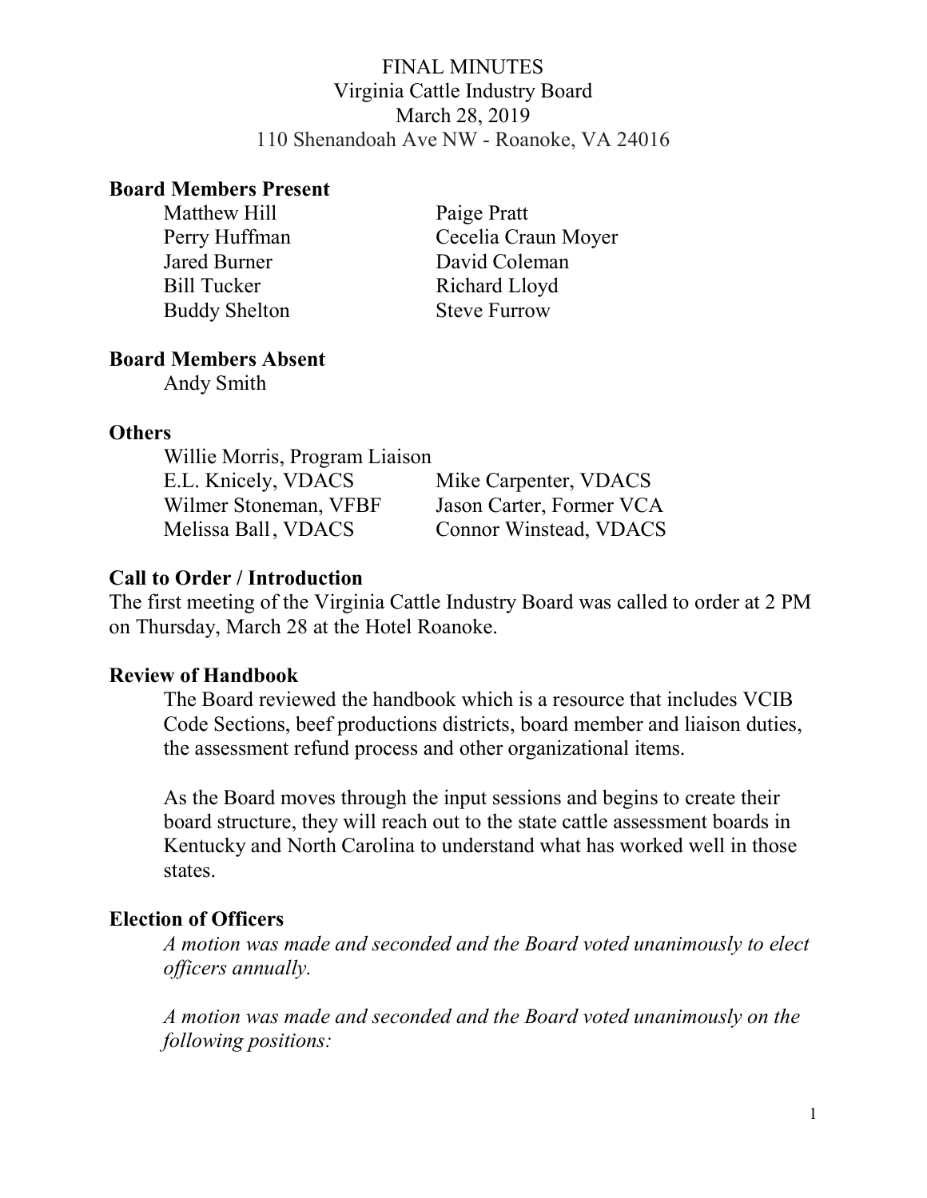FINAL MINUTES
Virginia Cattle Industry Board
March 28, 2019
110 Shenandoah Ave NW - Roanoke, VA 24016

## Board Members Present

| | |
|---|---|
| Matthew Hill | Paige Pratt |
| Perry Huffman | Cecelia Craun Moyer |
| Jared Burner | David Coleman |
| Bill Tucker | Richard Lloyd |
| Buddy Shelton | Steve Furrow |

## Board Members Absent

Andy Smith

## Others

Willie Morris, Program Liaison

| | |
|---|---|
| E.L. Knicely, VDACS | Mike Carpenter, VDACS |
| Wilmer Stoneman, VFBF | Jason Carter, Former VCA |
| Melissa Ball, VDACS | Connor Winstead, VDACS |

## Call to Order / Introduction

The first meeting of the Virginia Cattle Industry Board was called to order at 2 PM on Thursday, March 28 at the Hotel Roanoke.

## Review of Handbook

The Board reviewed the handbook which is a resource that includes VCIB Code Sections, beef productions districts, board member and liaison duties, the assessment refund process and other organizational items.

As the Board moves through the input sessions and begins to create their board structure, they will reach out to the state cattle assessment boards in Kentucky and North Carolina to understand what has worked well in those states.

## Election of Officers

*A motion was made and seconded and the Board voted unanimously to elect officers annually.*

*A motion was made and seconded and the Board voted unanimously on the following positions:*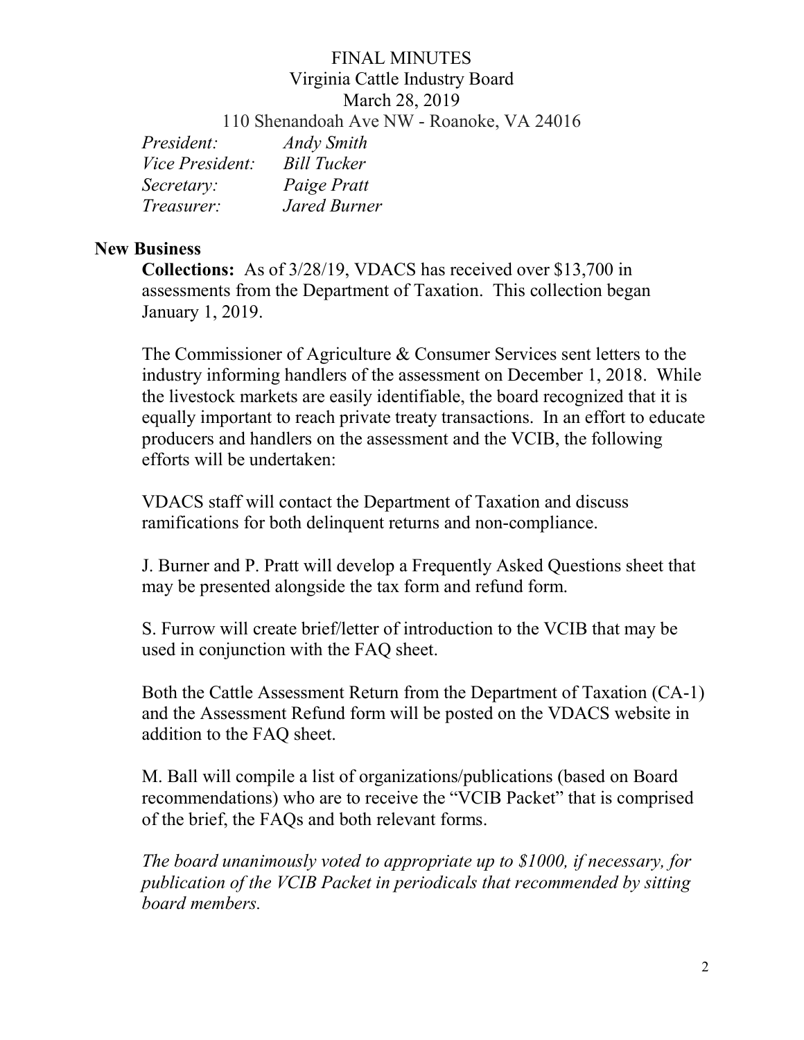FINAL MINUTES
Virginia Cattle Industry Board
March 28, 2019
110 Shenandoah Ave NW - Roanoke, VA 24016

*President:* *Andy Smith*
*Vice President:* *Bill Tucker*
*Secretary:* *Paige Pratt*
*Treasurer:* *Jared Burner*

## New Business

**Collections:** As of 3/28/19, VDACS has received over $13,700 in assessments from the Department of Taxation. This collection began January 1, 2019.

The Commissioner of Agriculture & Consumer Services sent letters to the industry informing handlers of the assessment on December 1, 2018. While the livestock markets are easily identifiable, the board recognized that it is equally important to reach private treaty transactions. In an effort to educate producers and handlers on the assessment and the VCIB, the following efforts will be undertaken:

VDACS staff will contact the Department of Taxation and discuss ramifications for both delinquent returns and non-compliance.

J. Burner and P. Pratt will develop a Frequently Asked Questions sheet that may be presented alongside the tax form and refund form.

S. Furrow will create brief/letter of introduction to the VCIB that may be used in conjunction with the FAQ sheet.

Both the Cattle Assessment Return from the Department of Taxation (CA-1) and the Assessment Refund form will be posted on the VDACS website in addition to the FAQ sheet.

M. Ball will compile a list of organizations/publications (based on Board recommendations) who are to receive the "VCIB Packet" that is comprised of the brief, the FAQs and both relevant forms.

*The board unanimously voted to appropriate up to $1000, if necessary, for publication of the VCIB Packet in periodicals that recommended by sitting board members.*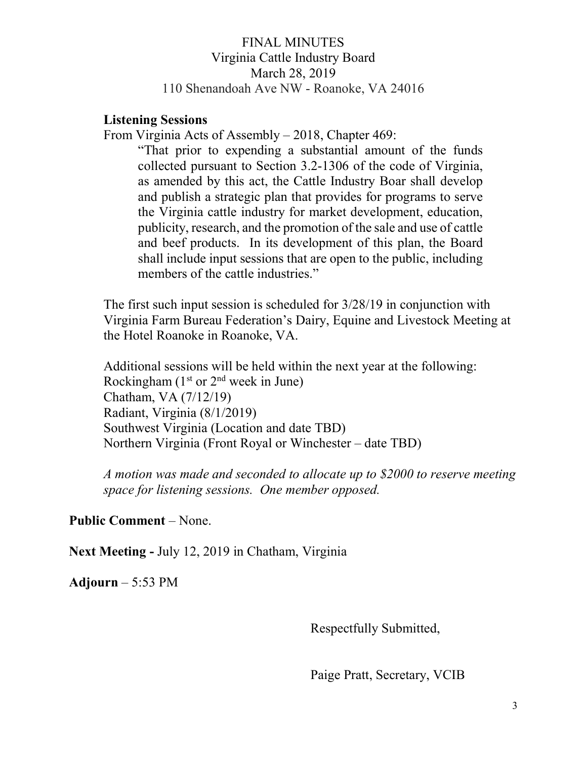FINAL MINUTES
Virginia Cattle Industry Board
March 28, 2019
110 Shenandoah Ave NW - Roanoke, VA 24016

**Listening Sessions**

From Virginia Acts of Assembly – 2018, Chapter 469:

> "That prior to expending a substantial amount of the funds collected pursuant to Section 3.2-1306 of the code of Virginia, as amended by this act, the Cattle Industry Boar shall develop and publish a strategic plan that provides for programs to serve the Virginia cattle industry for market development, education, publicity, research, and the promotion of the sale and use of cattle and beef products. In its development of this plan, the Board shall include input sessions that are open to the public, including members of the cattle industries."

The first such input session is scheduled for 3/28/19 in conjunction with Virginia Farm Bureau Federation's Dairy, Equine and Livestock Meeting at the Hotel Roanoke in Roanoke, VA.

Additional sessions will be held within the next year at the following:
Rockingham (1st or 2nd week in June)
Chatham, VA (7/12/19)
Radiant, Virginia (8/1/2019)
Southwest Virginia (Location and date TBD)
Northern Virginia (Front Royal or Winchester – date TBD)

*A motion was made and seconded to allocate up to $2000 to reserve meeting space for listening sessions. One member opposed.*

**Public Comment** – None.

**Next Meeting -** July 12, 2019 in Chatham, Virginia

**Adjourn** – 5:53 PM

Respectfully Submitted,

Paige Pratt, Secretary, VCIB